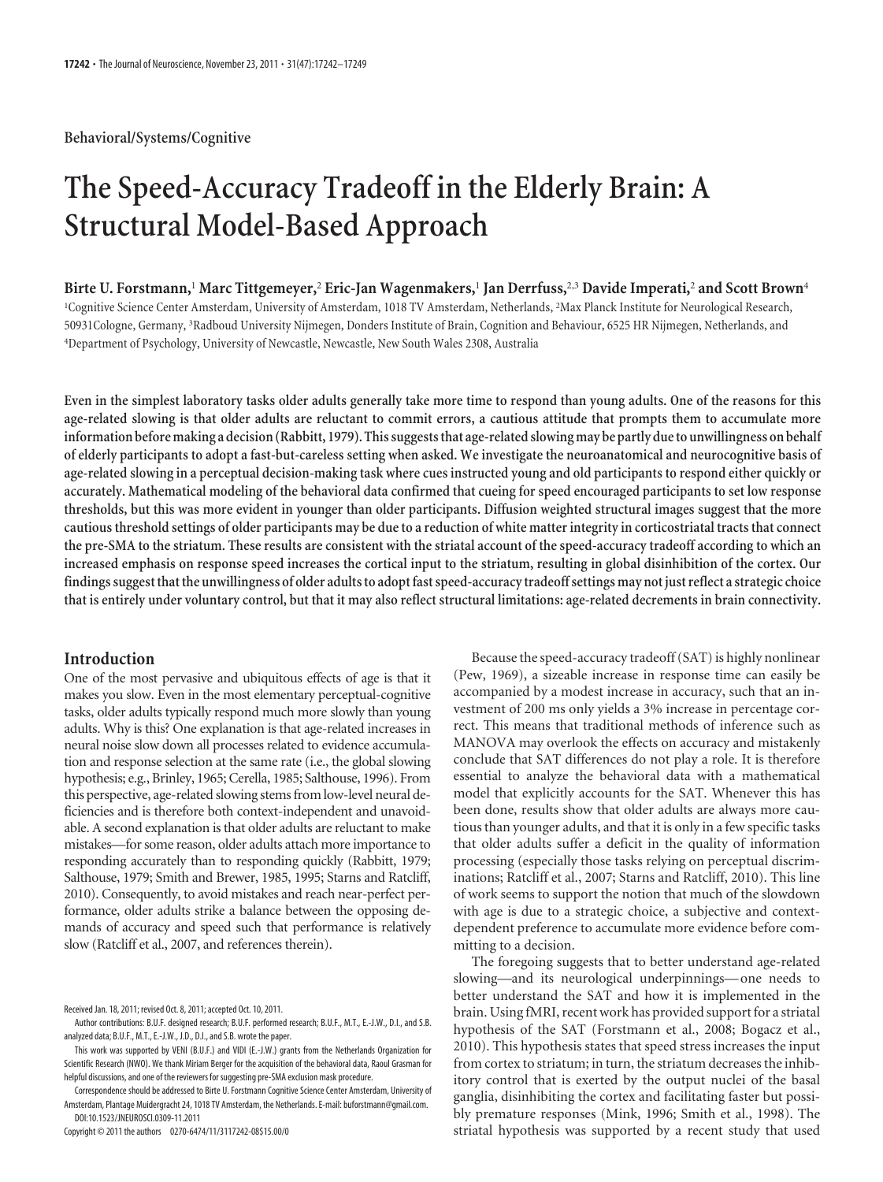Behavioral/Systems/Cognitive

# The Speed-Accuracy Tradeoff in the Elderly Brain: A Structural Model-Based Approach

**Birte U. Forstmann,[1] Marc Tittgemeyer,[2] Eric-Jan Wagenmakers,[1] Jan Derrfuss,[2,3] Davide Imperati,[2] and Scott Brown[4]**

[1]Cognitive Science Center Amsterdam, University of Amsterdam, 1018 TV Amsterdam, Netherlands, [2]Max Planck Institute for Neurological Research, 50931Cologne, Germany, [3]Radboud University Nijmegen, Donders Institute of Brain, Cognition and Behaviour, 6525 HR Nijmegen, Netherlands, and [4]Department of Psychology, University of Newcastle, Newcastle, New South Wales 2308, Australia

**Even in the simplest laboratory tasks older adults generally take more time to respond than young adults. One of the reasons for this age-related slowing is that older adults are reluctant to commit errors, a cautious attitude that prompts them to accumulate more information before making a decision (Rabbitt, 1979). This suggests that age-related slowing may be partly due to unwillingness on behalf of elderly participants to adopt a fast-but-careless setting when asked. We investigate the neuroanatomical and neurocognitive basis of age-related slowing in a perceptual decision-making task where cues instructed young and old participants to respond either quickly or accurately. Mathematical modeling of the behavioral data confirmed that cueing for speed encouraged participants to set low response thresholds, but this was more evident in younger than older participants. Diffusion weighted structural images suggest that the more cautious threshold settings of older participants may be due to a reduction of white matter integrity in corticostriatal tracts that connect the pre-SMA to the striatum. These results are consistent with the striatal account of the speed-accuracy tradeoff according to which an increased emphasis on response speed increases the cortical input to the striatum, resulting in global disinhibition of the cortex. Our findings suggest that the unwillingness of older adults to adopt fast speed-accuracy tradeoff settings may not just reflect a strategic choice that is entirely under voluntary control, but that it may also reflect structural limitations: age-related decrements in brain connectivity.**

## Introduction

One of the most pervasive and ubiquitous effects of age is that it makes you slow. Even in the most elementary perceptual-cognitive tasks, older adults typically respond much more slowly than young adults. Why is this? One explanation is that age-related increases in neural noise slow down all processes related to evidence accumulation and response selection at the same rate (i.e., the global slowing hypothesis; e.g., Brinley, 1965; Cerella, 1985; Salthouse, 1996). From this perspective, age-related slowing stems from low-level neural deficiencies and is therefore both context-independent and unavoidable. A second explanation is that older adults are reluctant to make mistakes—for some reason, older adults attach more importance to responding accurately than to responding quickly (Rabbitt, 1979; Salthouse, 1979; Smith and Brewer, 1985, 1995; Starns and Ratcliff, 2010). Consequently, to avoid mistakes and reach near-perfect performance, older adults strike a balance between the opposing demands of accuracy and speed such that performance is relatively slow (Ratcliff et al., 2007, and references therein).

Because the speed-accuracy tradeoff (SAT) is highly nonlinear (Pew, 1969), a sizeable increase in response time can easily be accompanied by a modest increase in accuracy, such that an investment of 200 ms only yields a 3% increase in percentage correct. This means that traditional methods of inference such as MANOVA may overlook the effects on accuracy and mistakenly conclude that SAT differences do not play a role. It is therefore essential to analyze the behavioral data with a mathematical model that explicitly accounts for the SAT. Whenever this has been done, results show that older adults are always more cautious than younger adults, and that it is only in a few specific tasks that older adults suffer a deficit in the quality of information processing (especially those tasks relying on perceptual discriminations; Ratcliff et al., 2007; Starns and Ratcliff, 2010). This line of work seems to support the notion that much of the slowdown with age is due to a strategic choice, a subjective and context-dependent preference to accumulate more evidence before committing to a decision.

The foregoing suggests that to better understand age-related slowing—and its neurological underpinnings—one needs to better understand the SAT and how it is implemented in the brain. Using fMRI, recent work has provided support for a striatal hypothesis of the SAT (Forstmann et al., 2008; Bogacz et al., 2010). This hypothesis states that speed stress increases the input from cortex to striatum; in turn, the striatum decreases the inhibitory control that is exerted by the output nuclei of the basal ganglia, disinhibiting the cortex and facilitating faster but possibly premature responses (Mink, 1996; Smith et al., 1998). The striatal hypothesis was supported by a recent study that used

Received Jan. 18, 2011; revised Oct. 8, 2011; accepted Oct. 10, 2011.

Author contributions: B.U.F. designed research; B.U.F. performed research; B.U.F., M.T., E.-J.W., D.I., and S.B. analyzed data; B.U.F., M.T., E.-J.W., J.D., D.I., and S.B. wrote the paper.

This work was supported by VENI (B.U.F.) and VIDI (E.-J.W.) grants from the Netherlands Organization for Scientific Research (NWO). We thank Miriam Berger for the acquisition of the behavioral data, Raoul Grasman for helpful discussions, and one of the reviewers for suggesting pre-SMA exclusion mask procedure.

Correspondence should be addressed to Birte U. Forstmann Cognitive Science Center Amsterdam, University of Amsterdam, Plantage Muidergracht 24, 1018 TV Amsterdam, the Netherlands. E-mail: buforstmann@gmail.com.

DOI:10.1523/JNEUROSCI.0309-11.2011

Copyright © 2011 the authors 0270-6474/11/3117242-08$15.00/0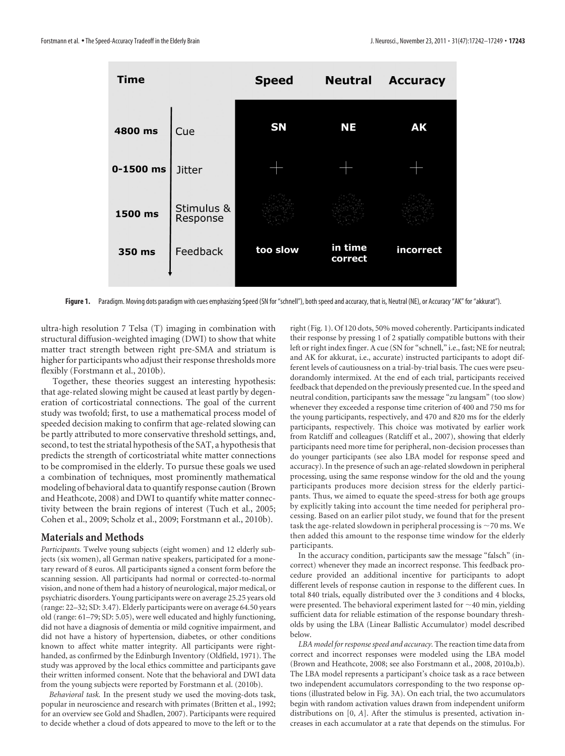**Figure 1.** Paradigm. Moving dots paradigm with cues emphasizing Speed (SN for "schnell"), both speed and accuracy, that is, Neutral (NE), or Accuracy "AK" for "akkurat").

ultra-high resolution 7 Telsa (T) imaging in combination with structural diffusion-weighted imaging (DWI) to show that white matter tract strength between right pre-SMA and striatum is higher for participants who adjust their response thresholds more flexibly (Forstmann et al., 2010b).

Together, these theories suggest an interesting hypothesis: that age-related slowing might be caused at least partly by degeneration of corticostriatal connections. The goal of the current study was twofold; first, to use a mathematical process model of speeded decision making to confirm that age-related slowing can be partly attributed to more conservative threshold settings, and, second, to test the striatal hypothesis of the SAT, a hypothesis that predicts the strength of corticostriatal white matter connections to be compromised in the elderly. To pursue these goals we used a combination of techniques, most prominently mathematical modeling of behavioral data to quantify response caution (Brown and Heathcote, 2008) and DWI to quantify white matter connectivity between the brain regions of interest (Tuch et al., 2005; Cohen et al., 2009; Scholz et al., 2009; Forstmann et al., 2010b).

## Materials and Methods

*Participants.* Twelve young subjects (eight women) and 12 elderly subjects (six women), all German native speakers, participated for a monetary reward of 8 euros. All participants signed a consent form before the scanning session. All participants had normal or corrected-to-normal vision, and none of them had a history of neurological, major medical, or psychiatric disorders. Young participants were on average 25.25 years old (range: 22–32; SD: 3.47). Elderly participants were on average 64.50 years old (range: 61–79; SD: 5.05), were well educated and highly functioning, did not have a diagnosis of dementia or mild cognitive impairment, and did not have a history of hypertension, diabetes, or other conditions known to affect white matter integrity. All participants were right-handed, as confirmed by the Edinburgh Inventory (Oldfield, 1971). The study was approved by the local ethics committee and participants gave their written informed consent. Note that the behavioral and DWI data from the young subjects were reported by Forstmann et al. (2010b).

*Behavioral task.* In the present study we used the moving-dots task, popular in neuroscience and research with primates (Britten et al., 1992; for an overview see Gold and Shadlen, 2007). Participants were required to decide whether a cloud of dots appeared to move to the left or to the right (Fig. 1). Of 120 dots, 50% moved coherently. Participants indicated their response by pressing 1 of 2 spatially compatible buttons with their left or right index finger. A cue (SN for "schnell," i.e., fast; NE for neutral; and AK for akkurat, i.e., accurate) instructed participants to adopt different levels of cautiousness on a trial-by-trial basis. The cues were pseudorandomly intermixed. At the end of each trial, participants received feedback that depended on the previously presented cue. In the speed and neutral condition, participants saw the message "zu langsam" (too slow) whenever they exceeded a response time criterion of 400 and 750 ms for the young participants, respectively, and 470 and 820 ms for the elderly participants, respectively. This choice was motivated by earlier work from Ratcliff and colleagues (Ratcliff et al., 2007), showing that elderly participants need more time for peripheral, non-decision processes than do younger participants (see also LBA model for response speed and accuracy). In the presence of such an age-related slowdown in peripheral processing, using the same response window for the old and the young participants produces more decision stress for the elderly participants. Thus, we aimed to equate the speed-stress for both age groups by explicitly taking into account the time needed for peripheral processing. Based on an earlier pilot study, we found that for the present task the age-related slowdown in peripheral processing is ~70 ms. We then added this amount to the response time window for the elderly participants.

In the accuracy condition, participants saw the message "falsch" (incorrect) whenever they made an incorrect response. This feedback procedure provided an additional incentive for participants to adopt different levels of response caution in response to the different cues. In total 840 trials, equally distributed over the 3 conditions and 4 blocks, were presented. The behavioral experiment lasted for ~40 min, yielding sufficient data for reliable estimation of the response boundary thresholds by using the LBA (Linear Ballistic Accumulator) model described below.

*LBA model for response speed and accuracy.* The reaction time data from correct and incorrect responses were modeled using the LBA model (Brown and Heathcote, 2008; see also Forstmann et al., 2008, 2010a,b). The LBA model represents a participant's choice task as a race between two independent accumulators corresponding to the two response options (illustrated below in Fig. 3A). On each trial, the two accumulators begin with random activation values drawn from independent uniform distributions on [0, $A$]. After the stimulus is presented, activation increases in each accumulator at a rate that depends on the stimulus. For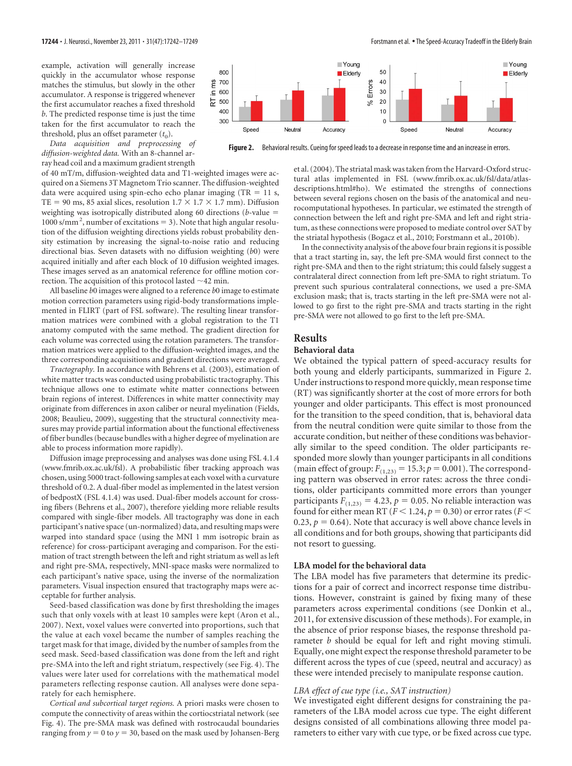example, activation will generally increase quickly in the accumulator whose response matches the stimulus, but slowly in the other accumulator. A response is triggered whenever the first accumulator reaches a fixed threshold $b$. The predicted response time is just the time taken for the first accumulator to reach the threshold, plus an offset parameter ($t_0$).

*Data acquisition and preprocessing of diffusion-weighted data.* With an 8-channel array head coil and a maximum gradient strength of 40 mT/m, diffusion-weighted data and T1-weighted images were acquired on a Siemens 3T Magnetom Trio scanner. The diffusion-weighted data were acquired using spin-echo echo planar imaging (TR = 11 s, TE = 90 ms, 85 axial slices, resolution 1.7 × 1.7 × 1.7 mm). Diffusion weighting was isotropically distributed along 60 directions ($b$-value = 1000 s/mm$^2$, number of excitations = 3). Note that high angular resolution of the diffusion weighting directions yields robust probability density estimation by increasing the signal-to-noise ratio and reducing directional bias. Seven datasets with no diffusion weighting ($b$0) were acquired initially and after each block of 10 diffusion weighted images. These images served as an anatomical reference for offline motion correction. The acquisition of this protocol lasted ~42 min.

All baseline $b$0 images were aligned to a reference $b$0 image to estimate motion correction parameters using rigid-body transformations implemented in FLIRT (part of FSL software). The resulting linear transformation matrices were combined with a global registration to the T1 anatomy computed with the same method. The gradient direction for each volume was corrected using the rotation parameters. The transformation matrices were applied to the diffusion-weighted images, and the three corresponding acquisitions and gradient directions were averaged.

*Tractography.* In accordance with Behrens et al. (2003), estimation of white matter tracts was conducted using probabilistic tractography. This technique allows one to estimate white matter connections between brain regions of interest. Differences in white matter connectivity may originate from differences in axon caliber or neural myelination (Fields, 2008; Beaulieu, 2009), suggesting that the structural connectivity measures may provide partial information about the functional effectiveness of fiber bundles (because bundles with a higher degree of myelination are able to process information more rapidly).

Diffusion image preprocessing and analyses was done using FSL 4.1.4 (www.fmrib.ox.ac.uk/fsl). A probabilistic fiber tracking approach was chosen, using 5000 tract-following samples at each voxel with a curvature threshold of 0.2. A dual-fiber model as implemented in the latest version of bedpostX (FSL 4.1.4) was used. Dual-fiber models account for crossing fibers (Behrens et al., 2007), therefore yielding more reliable results compared with single-fiber models. All tractography was done in each participant's native space (un-normalized) data, and resulting maps were warped into standard space (using the MNI 1 mm isotropic brain as reference) for cross-participant averaging and comparison. For the estimation of tract strength between the left and right striatum as well as left and right pre-SMA, respectively, MNI-space masks were normalized to each participant's native space, using the inverse of the normalization parameters. Visual inspection ensured that tractography maps were acceptable for further analysis.

Seed-based classification was done by first thresholding the images such that only voxels with at least 10 samples were kept (Aron et al., 2007). Next, voxel values were converted into proportions, such that the value at each voxel became the number of samples reaching the target mask for that image, divided by the number of samples from the seed mask. Seed-based classification was done from the left and right pre-SMA into the left and right striatum, respectively (see Fig. 4). The values were later used for correlations with the mathematical model parameters reflecting response caution. All analyses were done separately for each hemisphere.

*Cortical and subcortical target regions.* A priori masks were chosen to compute the connectivity of areas within the cortiocstriatal network (see Fig. 4). The pre-SMA mask was defined with rostrocaudal boundaries ranging from $y = 0$ to $y = 30$, based on the mask used by Johansen-Berg et al. (2004). The striatal mask was taken from the Harvard-Oxford structural atlas implemented in FSL (www.fmrib.ox.ac.uk/fsl/data/atlas-descriptions.html#ho). We estimated the strengths of connections between several regions chosen on the basis of the anatomical and neurocomputational hypotheses. In particular, we estimated the strength of connection between the left and right pre-SMA and left and right striatum, as these connections were proposed to mediate control over SAT by the striatal hypothesis (Bogacz et al., 2010; Forstmann et al., 2010b).

In the connectivity analysis of the above four brain regions it is possible that a tract starting in, say, the left pre-SMA would first connect to the right pre-SMA and then to the right striatum; this could falsely suggest a contralateral direct connection from left pre-SMA to right striatum. To prevent such spurious contralateral connections, we used a pre-SMA exclusion mask; that is, tracts starting in the left pre-SMA were not allowed to go first to the right pre-SMA and tracts starting in the right pre-SMA were not allowed to go first to the left pre-SMA.

**Figure 2.** Behavioral results. Cueing for speed leads to a decrease in response time and an increase in errors.

## Results

### Behavioral data

We obtained the typical pattern of speed-accuracy results for both young and elderly participants, summarized in Figure 2. Under instructions to respond more quickly, mean response time (RT) was significantly shorter at the cost of more errors for both younger and older participants. This effect is most pronounced for the transition to the speed condition, that is, behavioral data from the neutral condition were quite similar to those from the accurate condition, but neither of these conditions was behaviorally similar to the speed condition. The older participants responded more slowly than younger participants in all conditions (main effect of group: $F_{(1,23)} = 15.3$; $p = 0.001$). The corresponding pattern was observed in error rates: across the three conditions, older participants committed more errors than younger participants $F_{(1,23)} = 4.23$, $p = 0.05$. No reliable interaction was found for either mean RT ($F < 1.24$, $p = 0.30$) or error rates ($F < 0.23$, $p = 0.64$). Note that accuracy is well above chance levels in all conditions and for both groups, showing that participants did not resort to guessing.

### LBA model for the behavioral data

The LBA model has five parameters that determine its predictions for a pair of correct and incorrect response time distributions. However, constraint is gained by fixing many of these parameters across experimental conditions (see Donkin et al., 2011, for extensive discussion of these methods). For example, in the absence of prior response biases, the response threshold parameter $b$ should be equal for left and right moving stimuli. Equally, one might expect the response threshold parameter to be different across the types of cue (speed, neutral and accuracy) as these were intended precisely to manipulate response caution.

*LBA effect of cue type (i.e., SAT instruction)*

We investigated eight different designs for constraining the parameters of the LBA model across cue type. The eight different designs consisted of all combinations allowing three model parameters to either vary with cue type, or be fixed across cue type.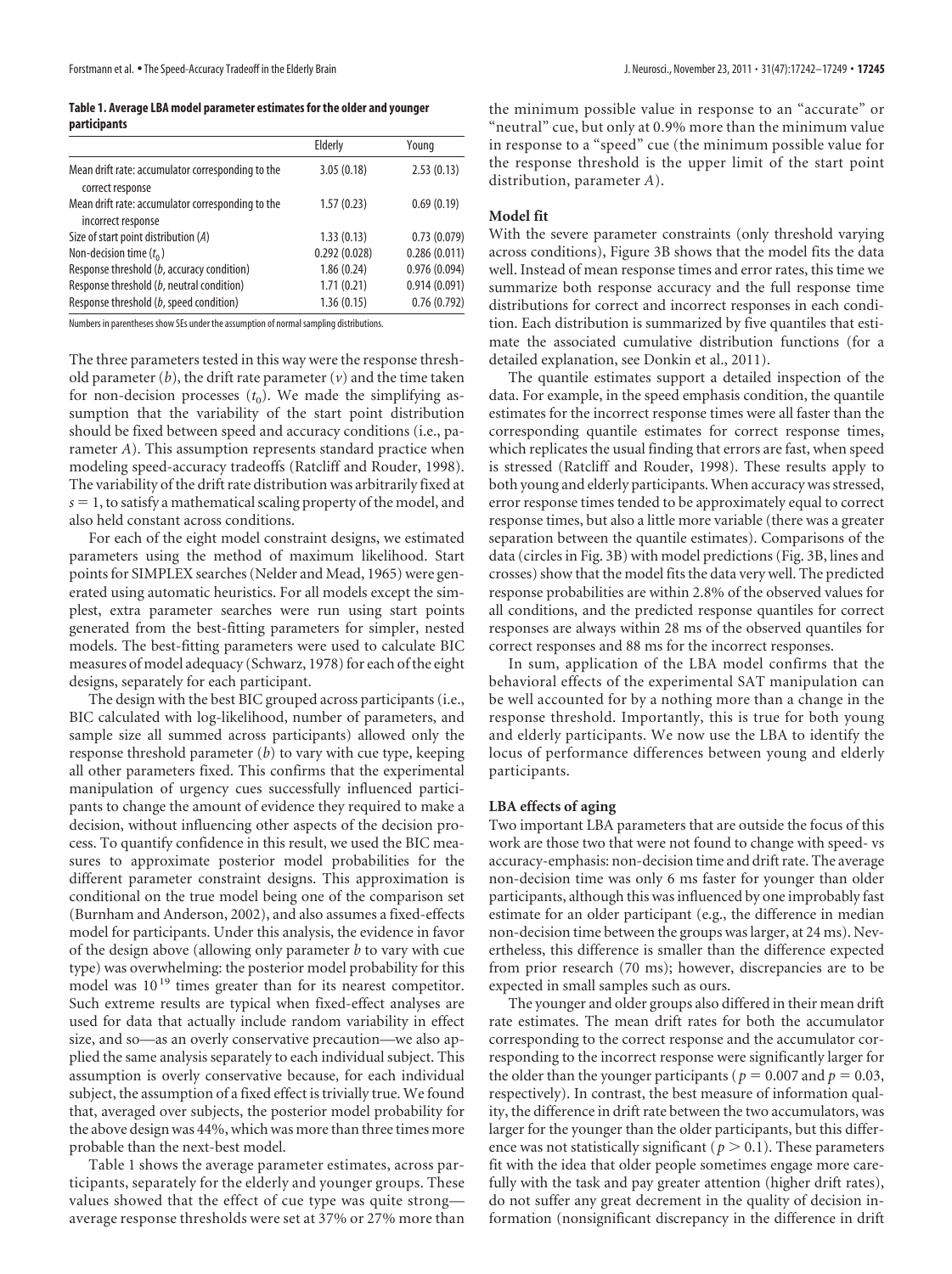**Table 1. Average LBA model parameter estimates for the older and younger participants**

| | Elderly | Young |
|---|---|---|
| Mean drift rate: accumulator corresponding to the correct response | 3.05 (0.18) | 2.53 (0.13) |
| Mean drift rate: accumulator corresponding to the incorrect response | 1.57 (0.23) | 0.69 (0.19) |
| Size of start point distribution ($A$) | 1.33 (0.13) | 0.73 (0.079) |
| Non-decision time ($t_0$) | 0.292 (0.028) | 0.286 (0.011) |
| Response threshold ($b$, accuracy condition) | 1.86 (0.24) | 0.976 (0.094) |
| Response threshold ($b$, neutral condition) | 1.71 (0.21) | 0.914 (0.091) |
| Response threshold ($b$, speed condition) | 1.36 (0.15) | 0.76 (0.792) |

Numbers in parentheses show SEs under the assumption of normal sampling distributions.

The three parameters tested in this way were the response threshold parameter ($b$), the drift rate parameter ($v$) and the time taken for non-decision processes ($t_0$). We made the simplifying assumption that the variability of the start point distribution should be fixed between speed and accuracy conditions (i.e., parameter $A$). This assumption represents standard practice when modeling speed-accuracy tradeoffs (Ratcliff and Rouder, 1998). The variability of the drift rate distribution was arbitrarily fixed at $s = 1$, to satisfy a mathematical scaling property of the model, and also held constant across conditions.

For each of the eight model constraint designs, we estimated parameters using the method of maximum likelihood. Start points for SIMPLEX searches (Nelder and Mead, 1965) were generated using automatic heuristics. For all models except the simplest, extra parameter searches were run using start points generated from the best-fitting parameters for simpler, nested models. The best-fitting parameters were used to calculate BIC measures of model adequacy (Schwarz, 1978) for each of the eight designs, separately for each participant.

The design with the best BIC grouped across participants (i.e., BIC calculated with log-likelihood, number of parameters, and sample size all summed across participants) allowed only the response threshold parameter ($b$) to vary with cue type, keeping all other parameters fixed. This confirms that the experimental manipulation of urgency cues successfully influenced participants to change the amount of evidence they required to make a decision, without influencing other aspects of the decision process. To quantify confidence in this result, we used the BIC measures to approximate posterior model probabilities for the different parameter constraint designs. This approximation is conditional on the true model being one of the comparison set (Burnham and Anderson, 2002), and also assumes a fixed-effects model for participants. Under this analysis, the evidence in favor of the design above (allowing only parameter $b$ to vary with cue type) was overwhelming: the posterior model probability for this model was $10^{19}$ times greater than for its nearest competitor. Such extreme results are typical when fixed-effect analyses are used for data that actually include random variability in effect size, and so—as an overly conservative precaution—we also applied the same analysis separately to each individual subject. This assumption is overly conservative because, for each individual subject, the assumption of a fixed effect is trivially true. We found that, averaged over subjects, the posterior model probability for the above design was 44%, which was more than three times more probable than the next-best model.

Table 1 shows the average parameter estimates, across participants, separately for the elderly and younger groups. These values showed that the effect of cue type was quite strong—average response thresholds were set at 37% or 27% more than the minimum possible value in response to an "accurate" or "neutral" cue, but only at 0.9% more than the minimum value in response to a "speed" cue (the minimum possible value for the response threshold is the upper limit of the start point distribution, parameter $A$).

### Model fit

With the severe parameter constraints (only threshold varying across conditions), Figure 3B shows that the model fits the data well. Instead of mean response times and error rates, this time we summarize both response accuracy and the full response time distributions for correct and incorrect responses in each condition. Each distribution is summarized by five quantiles that estimate the associated cumulative distribution functions (for a detailed explanation, see Donkin et al., 2011).

The quantile estimates support a detailed inspection of the data. For example, in the speed emphasis condition, the quantile estimates for the incorrect response times were all faster than the corresponding quantile estimates for correct response times, which replicates the usual finding that errors are fast, when speed is stressed (Ratcliff and Rouder, 1998). These results apply to both young and elderly participants. When accuracy was stressed, error response times tended to be approximately equal to correct response times, but also a little more variable (there was a greater separation between the quantile estimates). Comparisons of the data (circles in Fig. 3B) with model predictions (Fig. 3B, lines and crosses) show that the model fits the data very well. The predicted response probabilities are within 2.8% of the observed values for all conditions, and the predicted response quantiles for correct responses are always within 28 ms of the observed quantiles for correct responses and 88 ms for the incorrect responses.

In sum, application of the LBA model confirms that the behavioral effects of the experimental SAT manipulation can be well accounted for by a nothing more than a change in the response threshold. Importantly, this is true for both young and elderly participants. We now use the LBA to identify the locus of performance differences between young and elderly participants.

### LBA effects of aging

Two important LBA parameters that are outside the focus of this work are those two that were not found to change with speed- vs accuracy-emphasis: non-decision time and drift rate. The average non-decision time was only 6 ms faster for younger than older participants, although this was influenced by one improbably fast estimate for an older participant (e.g., the difference in median non-decision time between the groups was larger, at 24 ms). Nevertheless, this difference is smaller than the difference expected from prior research (70 ms); however, discrepancies are to be expected in small samples such as ours.

The younger and older groups also differed in their mean drift rate estimates. The mean drift rates for both the accumulator corresponding to the correct response and the accumulator corresponding to the incorrect response were significantly larger for the older than the younger participants ($p = 0.007$ and $p = 0.03$, respectively). In contrast, the best measure of information quality, the difference in drift rate between the two accumulators, was larger for the younger than the older participants, but this difference was not statistically significant ($p > 0.1$). These parameters fit with the idea that older people sometimes engage more carefully with the task and pay greater attention (higher drift rates), do not suffer any great decrement in the quality of decision information (nonsignificant discrepancy in the difference in drift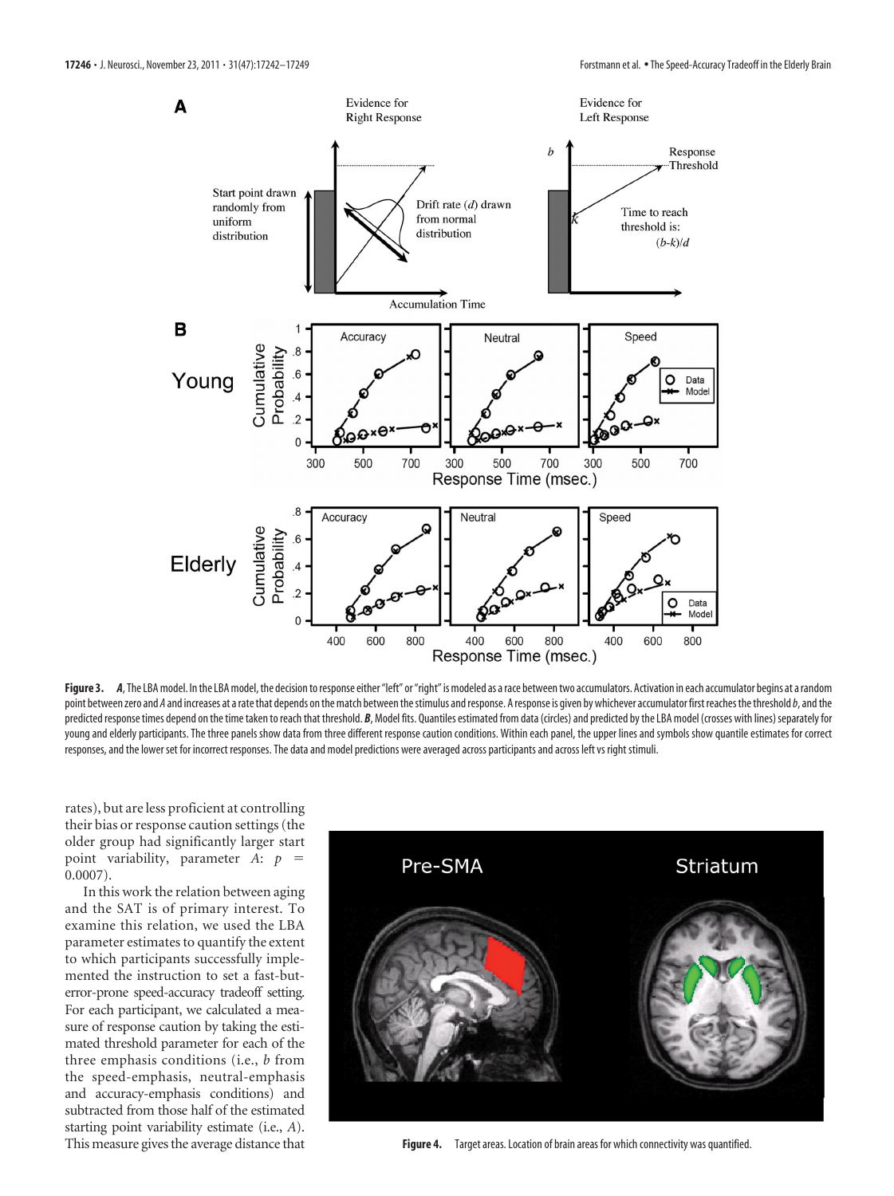**Figure 3.** ***A***, The LBA model. In the LBA model, the decision to response either "left" or "right" is modeled as a race between two accumulators. Activation in each accumulator begins at a random point between zero and *A* and increases at a rate that depends on the match between the stimulus and response. A response is given by whichever accumulator first reaches the threshold *b*, and the predicted response times depend on the time taken to reach that threshold. ***B***, Model fits. Quantiles estimated from data (circles) and predicted by the LBA model (crosses with lines) separately for young and elderly participants. The three panels show data from three different response caution conditions. Within each panel, the upper lines and symbols show quantile estimates for correct responses, and the lower set for incorrect responses. The data and model predictions were averaged across participants and across left vs right stimuli.

rates), but are less proficient at controlling their bias or response caution settings (the older group had significantly larger start point variability, parameter $A$: $p = 0.0007$).

In this work the relation between aging and the SAT is of primary interest. To examine this relation, we used the LBA parameter estimates to quantify the extent to which participants successfully implemented the instruction to set a fast-but-error-prone speed-accuracy tradeoff setting. For each participant, we calculated a measure of response caution by taking the estimated threshold parameter for each of the three emphasis conditions (i.e., $b$ from the speed-emphasis, neutral-emphasis and accuracy-emphasis conditions) and subtracted from those half of the estimated starting point variability estimate (i.e., $A$). This measure gives the average distance that

**Figure 4.** Target areas. Location of brain areas for which connectivity was quantified.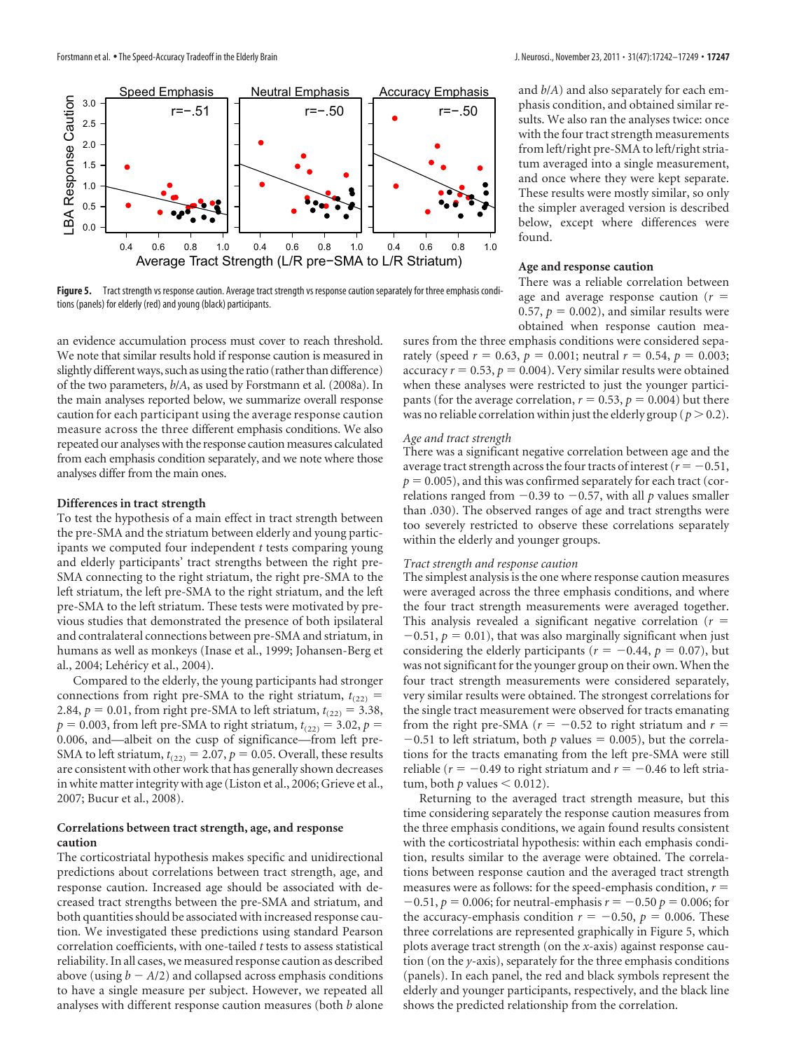Figure 5. Tract strength vs response caution. Average tract strength vs response caution separately for three emphasis conditions (panels) for elderly (red) and young (black) participants.

an evidence accumulation process must cover to reach threshold. We note that similar results hold if response caution is measured in slightly different ways, such as using the ratio (rather than difference) of the two parameters, $b/A$, as used by Forstmann et al. (2008a). In the main analyses reported below, we summarize overall response caution for each participant using the average response caution measure across the three different emphasis conditions. We also repeated our analyses with the response caution measures calculated from each emphasis condition separately, and we note where those analyses differ from the main ones.

### Differences in tract strength

To test the hypothesis of a main effect in tract strength between the pre-SMA and the striatum between elderly and young participants we computed four independent *t* tests comparing young and elderly participants' tract strengths between the right pre-SMA connecting to the right striatum, the right pre-SMA to the left striatum, the left pre-SMA to the right striatum, and the left pre-SMA to the left striatum. These tests were motivated by previous studies that demonstrated the presence of both ipsilateral and contralateral connections between pre-SMA and striatum, in humans as well as monkeys (Inase et al., 1999; Johansen-Berg et al., 2004; Lehéricy et al., 2004).

Compared to the elderly, the young participants had stronger connections from right pre-SMA to the right striatum, $t_{(22)} = 2.84$, $p = 0.01$, from right pre-SMA to left striatum, $t_{(22)} = 3.38$, $p = 0.003$, from left pre-SMA to right striatum, $t_{(22)} = 3.02$, $p = 0.006$, and—albeit on the cusp of significance—from left pre-SMA to left striatum, $t_{(22)} = 2.07$, $p = 0.05$. Overall, these results are consistent with other work that has generally shown decreases in white matter integrity with age (Liston et al., 2006; Grieve et al., 2007; Bucur et al., 2008).

### Correlations between tract strength, age, and response caution

The corticostriatal hypothesis makes specific and unidirectional predictions about correlations between tract strength, age, and response caution. Increased age should be associated with decreased tract strengths between the pre-SMA and striatum, and both quantities should be associated with increased response caution. We investigated these predictions using standard Pearson correlation coefficients, with one-tailed *t* tests to assess statistical reliability. In all cases, we measured response caution as described above (using $b - A/2$) and collapsed across emphasis conditions to have a single measure per subject. However, we repeated all analyses with different response caution measures (both $b$ alone and $b/A$) and also separately for each emphasis condition, and obtained similar results. We also ran the analyses twice: once with the four tract strength measurements from left/right pre-SMA to left/right striatum averaged into a single measurement, and once where they were kept separate. These results were mostly similar, so only the simpler averaged version is described below, except where differences were found.

#### Age and response caution

There was a reliable correlation between age and average response caution ($r = 0.57$, $p = 0.002$), and similar results were obtained when response caution measures from the three emphasis conditions were considered separately (speed $r = 0.63$, $p = 0.001$; neutral $r = 0.54$, $p = 0.003$; accuracy $r = 0.53$, $p = 0.004$). Very similar results were obtained when these analyses were restricted to just the younger participants (for the average correlation, $r = 0.53$, $p = 0.004$) but there was no reliable correlation within just the elderly group ($p > 0.2$).

#### *Age and tract strength*

There was a significant negative correlation between age and the average tract strength across the four tracts of interest ($r = -0.51$, $p = 0.005$), and this was confirmed separately for each tract (correlations ranged from $-0.39$ to $-0.57$, with all *p* values smaller than .030). The observed ranges of age and tract strengths were too severely restricted to observe these correlations separately within the elderly and younger groups.

#### *Tract strength and response caution*

The simplest analysis is the one where response caution measures were averaged across the three emphasis conditions, and where the four tract strength measurements were averaged together. This analysis revealed a significant negative correlation ($r = -0.51$, $p = 0.01$), that was also marginally significant when just considering the elderly participants ($r = -0.44$, $p = 0.07$), but was not significant for the younger group on their own. When the four tract strength measurements were considered separately, very similar results were obtained. The strongest correlations for the single tract measurement were observed for tracts emanating from the right pre-SMA ($r = -0.52$ to right striatum and $r = -0.51$ to left striatum, both *p* values $= 0.005$), but the correlations for the tracts emanating from the left pre-SMA were still reliable ($r = -0.49$ to right striatum and $r = -0.46$ to left striatum, both *p* values $< 0.012$).

Returning to the averaged tract strength measure, but this time considering separately the response caution measures from the three emphasis conditions, we again found results consistent with the corticostriatal hypothesis: within each emphasis condition, results similar to the average were obtained. The correlations between response caution and the averaged tract strength measures were as follows: for the speed-emphasis condition, $r = -0.51$, $p = 0.006$; for neutral-emphasis $r = -0.50$ $p = 0.006$; for the accuracy-emphasis condition $r = -0.50$, $p = 0.006$. These three correlations are represented graphically in Figure 5, which plots average tract strength (on the *x*-axis) against response caution (on the *y*-axis), separately for the three emphasis conditions (panels). In each panel, the red and black symbols represent the elderly and younger participants, respectively, and the black line shows the predicted relationship from the correlation.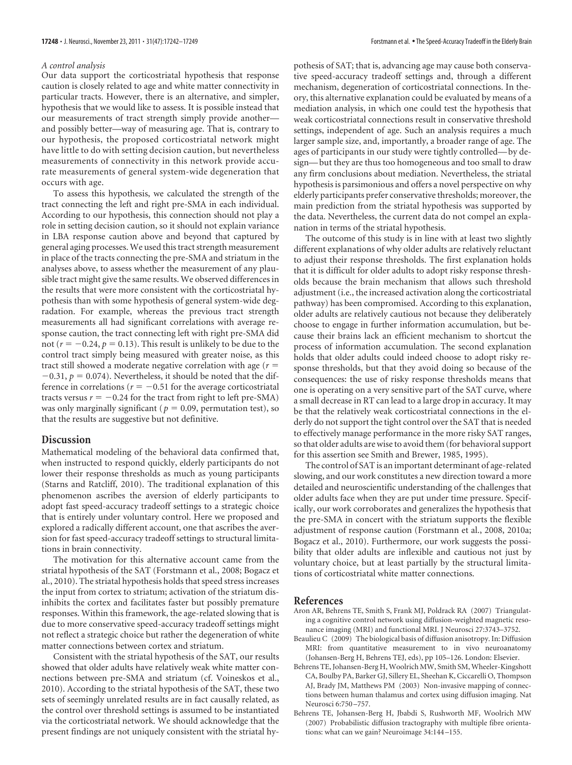*A control analysis*

Our data support the corticostriatal hypothesis that response caution is closely related to age and white matter connectivity in particular tracts. However, there is an alternative, and simpler, hypothesis that we would like to assess. It is possible instead that our measurements of tract strength simply provide another—and possibly better—way of measuring age. That is, contrary to our hypothesis, the proposed corticostriatal network might have little to do with setting decision caution, but nevertheless measurements of connectivity in this network provide accurate measurements of general system-wide degeneration that occurs with age.

To assess this hypothesis, we calculated the strength of the tract connecting the left and right pre-SMA in each individual. According to our hypothesis, this connection should not play a role in setting decision caution, so it should not explain variance in LBA response caution above and beyond that captured by general aging processes. We used this tract strength measurement in place of the tracts connecting the pre-SMA and striatum in the analyses above, to assess whether the measurement of any plausible tract might give the same results. We observed differences in the results that were more consistent with the corticostriatal hypothesis than with some hypothesis of general system-wide degradation. For example, whereas the previous tract strength measurements all had significant correlations with average response caution, the tract connecting left with right pre-SMA did not ($r = -0.24$, $p = 0.13$). This result is unlikely to be due to the control tract simply being measured with greater noise, as this tract still showed a moderate negative correlation with age ($r = -0.31$, $p = 0.074$). Nevertheless, it should be noted that the difference in correlations ($r = -0.51$ for the average corticostriatal tracts versus $r = -0.24$ for the tract from right to left pre-SMA) was only marginally significant ($p = 0.09$, permutation test), so that the results are suggestive but not definitive.

## Discussion

Mathematical modeling of the behavioral data confirmed that, when instructed to respond quickly, elderly participants do not lower their response thresholds as much as young participants (Starns and Ratcliff, 2010). The traditional explanation of this phenomenon ascribes the aversion of elderly participants to adopt fast speed-accuracy tradeoff settings to a strategic choice that is entirely under voluntary control. Here we proposed and explored a radically different account, one that ascribes the aversion for fast speed-accuracy tradeoff settings to structural limitations in brain connectivity.

The motivation for this alternative account came from the striatal hypothesis of the SAT (Forstmann et al., 2008; Bogacz et al., 2010). The striatal hypothesis holds that speed stress increases the input from cortex to striatum; activation of the striatum disinhibits the cortex and facilitates faster but possibly premature responses. Within this framework, the age-related slowing that is due to more conservative speed-accuracy tradeoff settings might not reflect a strategic choice but rather the degeneration of white matter connections between cortex and striatum.

Consistent with the striatal hypothesis of the SAT, our results showed that older adults have relatively weak white matter connections between pre-SMA and striatum (cf. Voineskos et al., 2010). According to the striatal hypothesis of the SAT, these two sets of seemingly unrelated results are in fact causally related, as the control over threshold settings is assumed to be instantiated via the corticostriatal network. We should acknowledge that the present findings are not uniquely consistent with the striatal hypothesis of SAT; that is, advancing age may cause both conservative speed-accuracy tradeoff settings and, through a different mechanism, degeneration of corticostriatal connections. In theory, this alternative explanation could be evaluated by means of a mediation analysis, in which one could test the hypothesis that weak corticostriatal connections result in conservative threshold settings, independent of age. Such an analysis requires a much larger sample size, and, importantly, a broader range of age. The ages of participants in our study were tightly controlled—by design—but they are thus too homogeneous and too small to draw any firm conclusions about mediation. Nevertheless, the striatal hypothesis is parsimonious and offers a novel perspective on why elderly participants prefer conservative thresholds; moreover, the main prediction from the striatal hypothesis was supported by the data. Nevertheless, the current data do not compel an explanation in terms of the striatal hypothesis.

The outcome of this study is in line with at least two slightly different explanations of why older adults are relatively reluctant to adjust their response thresholds. The first explanation holds that it is difficult for older adults to adopt risky response thresholds because the brain mechanism that allows such threshold adjustment (i.e., the increased activation along the corticostriatal pathway) has been compromised. According to this explanation, older adults are relatively cautious not because they deliberately choose to engage in further information accumulation, but because their brains lack an efficient mechanism to shortcut the process of information accumulation. The second explanation holds that older adults could indeed choose to adopt risky response thresholds, but that they avoid doing so because of the consequences: the use of risky response thresholds means that one is operating on a very sensitive part of the SAT curve, where a small decrease in RT can lead to a large drop in accuracy. It may be that the relatively weak corticostriatal connections in the elderly do not support the tight control over the SAT that is needed to effectively manage performance in the more risky SAT ranges, so that older adults are wise to avoid them (for behavioral support for this assertion see Smith and Brewer, 1985, 1995).

The control of SAT is an important determinant of age-related slowing, and our work constitutes a new direction toward a more detailed and neuroscientific understanding of the challenges that older adults face when they are put under time pressure. Specifically, our work corroborates and generalizes the hypothesis that the pre-SMA in concert with the striatum supports the flexible adjustment of response caution (Forstmann et al., 2008, 2010a; Bogacz et al., 2010). Furthermore, our work suggests the possibility that older adults are inflexible and cautious not just by voluntary choice, but at least partially by the structural limitations of corticostriatal white matter connections.

## References

Aron AR, Behrens TE, Smith S, Frank MJ, Poldrack RA (2007) Triangulating a cognitive control network using diffusion-weighted magnetic resonance imaging (MRI) and functional MRI. J Neurosci 27:3743–3752.

Beaulieu C (2009) The biological basis of diffusion anisotropy. In: Diffusion MRI: from quantitative measurement to in vivo neuroanatomy (Johansen-Berg H, Behrens TEJ, eds), pp 105–126. London: Elsevier.

Behrens TE, Johansen-Berg H, Woolrich MW, Smith SM, Wheeler-Kingshott CA, Boulby PA, Barker GJ, Sillery EL, Sheehan K, Ciccarelli O, Thompson AJ, Brady JM, Matthews PM (2003) Non-invasive mapping of connections between human thalamus and cortex using diffusion imaging. Nat Neurosci 6:750–757.

Behrens TE, Johansen-Berg H, Jbabdi S, Rushworth MF, Woolrich MW (2007) Probabilistic diffusion tractography with multiple fibre orientations: what can we gain? Neuroimage 34:144–155.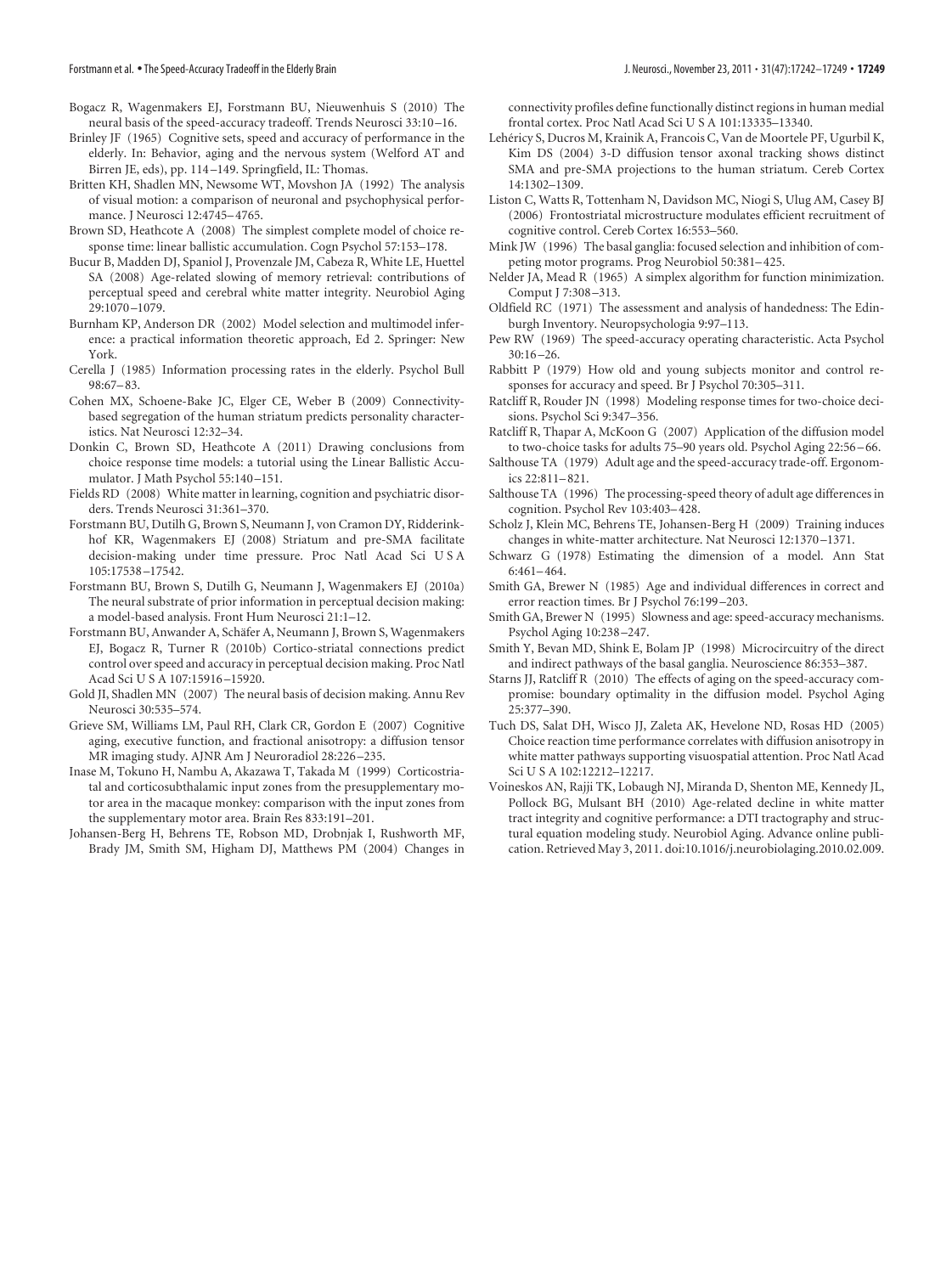Bogacz R, Wagenmakers EJ, Forstmann BU, Nieuwenhuis S (2010) The neural basis of the speed-accuracy tradeoff. Trends Neurosci 33:10–16.

Brinley JF (1965) Cognitive sets, speed and accuracy of performance in the elderly. In: Behavior, aging and the nervous system (Welford AT and Birren JE, eds), pp. 114–149. Springfield, IL: Thomas.

Britten KH, Shadlen MN, Newsome WT, Movshon JA (1992) The analysis of visual motion: a comparison of neuronal and psychophysical performance. J Neurosci 12:4745–4765.

Brown SD, Heathcote A (2008) The simplest complete model of choice response time: linear ballistic accumulation. Cogn Psychol 57:153–178.

Bucur B, Madden DJ, Spaniol J, Provenzale JM, Cabeza R, White LE, Huettel SA (2008) Age-related slowing of memory retrieval: contributions of perceptual speed and cerebral white matter integrity. Neurobiol Aging 29:1070–1079.

Burnham KP, Anderson DR (2002) Model selection and multimodel inference: a practical information theoretic approach, Ed 2. Springer: New York.

Cerella J (1985) Information processing rates in the elderly. Psychol Bull 98:67–83.

Cohen MX, Schoene-Bake JC, Elger CE, Weber B (2009) Connectivity-based segregation of the human striatum predicts personality characteristics. Nat Neurosci 12:32–34.

Donkin C, Brown SD, Heathcote A (2011) Drawing conclusions from choice response time models: a tutorial using the Linear Ballistic Accumulator. J Math Psychol 55:140–151.

Fields RD (2008) White matter in learning, cognition and psychiatric disorders. Trends Neurosci 31:361–370.

Forstmann BU, Dutilh G, Brown S, Neumann J, von Cramon DY, Ridderinkhof KR, Wagenmakers EJ (2008) Striatum and pre-SMA facilitate decision-making under time pressure. Proc Natl Acad Sci U S A 105:17538–17542.

Forstmann BU, Brown S, Dutilh G, Neumann J, Wagenmakers EJ (2010a) The neural substrate of prior information in perceptual decision making: a model-based analysis. Front Hum Neurosci 21:1–12.

Forstmann BU, Anwander A, Schäfer A, Neumann J, Brown S, Wagenmakers EJ, Bogacz R, Turner R (2010b) Cortico-striatal connections predict control over speed and accuracy in perceptual decision making. Proc Natl Acad Sci U S A 107:15916–15920.

Gold JI, Shadlen MN (2007) The neural basis of decision making. Annu Rev Neurosci 30:535–574.

Grieve SM, Williams LM, Paul RH, Clark CR, Gordon E (2007) Cognitive aging, executive function, and fractional anisotropy: a diffusion tensor MR imaging study. AJNR Am J Neuroradiol 28:226–235.

Inase M, Tokuno H, Nambu A, Akazawa T, Takada M (1999) Corticostriatal and corticosubthalamic input zones from the presupplementary motor area in the macaque monkey: comparison with the input zones from the supplementary motor area. Brain Res 833:191–201.

Johansen-Berg H, Behrens TE, Robson MD, Drobnjak I, Rushworth MF, Brady JM, Smith SM, Higham DJ, Matthews PM (2004) Changes in connectivity profiles define functionally distinct regions in human medial frontal cortex. Proc Natl Acad Sci U S A 101:13335–13340.

Lehéricy S, Ducros M, Krainik A, Francois C, Van de Moortele PF, Ugurbil K, Kim DS (2004) 3-D diffusion tensor axonal tracking shows distinct SMA and pre-SMA projections to the human striatum. Cereb Cortex 14:1302–1309.

Liston C, Watts R, Tottenham N, Davidson MC, Niogi S, Ulug AM, Casey BJ (2006) Frontostriatal microstructure modulates efficient recruitment of cognitive control. Cereb Cortex 16:553–560.

Mink JW (1996) The basal ganglia: focused selection and inhibition of competing motor programs. Prog Neurobiol 50:381–425.

Nelder JA, Mead R (1965) A simplex algorithm for function minimization. Comput J 7:308–313.

Oldfield RC (1971) The assessment and analysis of handedness: The Edinburgh Inventory. Neuropsychologia 9:97–113.

Pew RW (1969) The speed-accuracy operating characteristic. Acta Psychol 30:16–26.

Rabbitt P (1979) How old and young subjects monitor and control responses for accuracy and speed. Br J Psychol 70:305–311.

Ratcliff R, Rouder JN (1998) Modeling response times for two-choice decisions. Psychol Sci 9:347–356.

Ratcliff R, Thapar A, McKoon G (2007) Application of the diffusion model to two-choice tasks for adults 75–90 years old. Psychol Aging 22:56–66.

Salthouse TA (1979) Adult age and the speed-accuracy trade-off. Ergonomics 22:811–821.

Salthouse TA (1996) The processing-speed theory of adult age differences in cognition. Psychol Rev 103:403–428.

Scholz J, Klein MC, Behrens TE, Johansen-Berg H (2009) Training induces changes in white-matter architecture. Nat Neurosci 12:1370–1371.

Schwarz G (1978) Estimating the dimension of a model. Ann Stat 6:461–464.

Smith GA, Brewer N (1985) Age and individual differences in correct and error reaction times. Br J Psychol 76:199–203.

Smith GA, Brewer N (1995) Slowness and age: speed-accuracy mechanisms. Psychol Aging 10:238–247.

Smith Y, Bevan MD, Shink E, Bolam JP (1998) Microcircuitry of the direct and indirect pathways of the basal ganglia. Neuroscience 86:353–387.

Starns JJ, Ratcliff R (2010) The effects of aging on the speed-accuracy compromise: boundary optimality in the diffusion model. Psychol Aging 25:377–390.

Tuch DS, Salat DH, Wisco JJ, Zaleta AK, Hevelone ND, Rosas HD (2005) Choice reaction time performance correlates with diffusion anisotropy in white matter pathways supporting visuospatial attention. Proc Natl Acad Sci U S A 102:12212–12217.

Voineskos AN, Rajji TK, Lobaugh NJ, Miranda D, Shenton ME, Kennedy JL, Pollock BG, Mulsant BH (2010) Age-related decline in white matter tract integrity and cognitive performance: a DTI tractography and structural equation modeling study. Neurobiol Aging. Advance online publication. Retrieved May 3, 2011. doi:10.1016/j.neurobiolaging.2010.02.009.